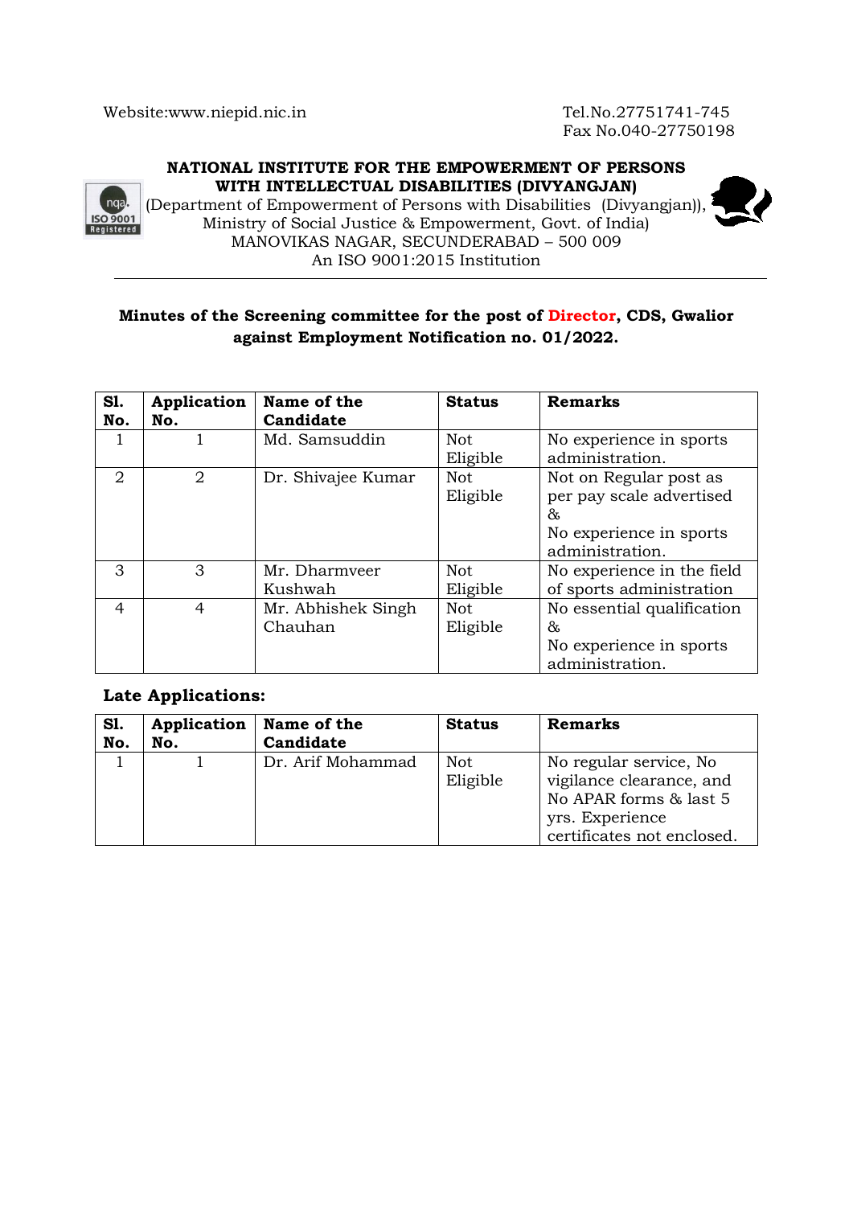Website:www.niepid.nic.in

Tel.No.27751741-745
Fax No.040-27750198

**NATIONAL INSTITUTE FOR THE EMPOWERMENT OF PERSONS WITH INTELLECTUAL DISABILITIES (DIVYANGJAN)**
(Department of Empowerment of Persons with Disabilities (Divyangjan)),
Ministry of Social Justice & Empowerment, Govt. of India)
MANOVIKAS NAGAR, SECUNDERABAD – 500 009
An ISO 9001:2015 Institution

---

**Minutes of the Screening committee for the post of Director, CDS, Gwalior against Employment Notification no. 01/2022.**

| Sl. No. | Application No. | Name of the Candidate | Status | Remarks |
|---|---|---|---|---|
| 1 | 1 | Md. Samsuddin | Not Eligible | No experience in sports administration. |
| 2 | 2 | Dr. Shivajee Kumar | Not Eligible | Not on Regular post as per pay scale advertised & No experience in sports administration. |
| 3 | 3 | Mr. Dharmveer Kushwah | Not Eligible | No experience in the field of sports administration |
| 4 | 4 | Mr. Abhishek Singh Chauhan | Not Eligible | No essential qualification & No experience in sports administration. |

**Late Applications:**

| Sl. No. | Application No. | Name of the Candidate | Status | Remarks |
|---|---|---|---|---|
| 1 | 1 | Dr. Arif Mohammad | Not Eligible | No regular service, No vigilance clearance, and No APAR forms & last 5 yrs. Experience certificates not enclosed. |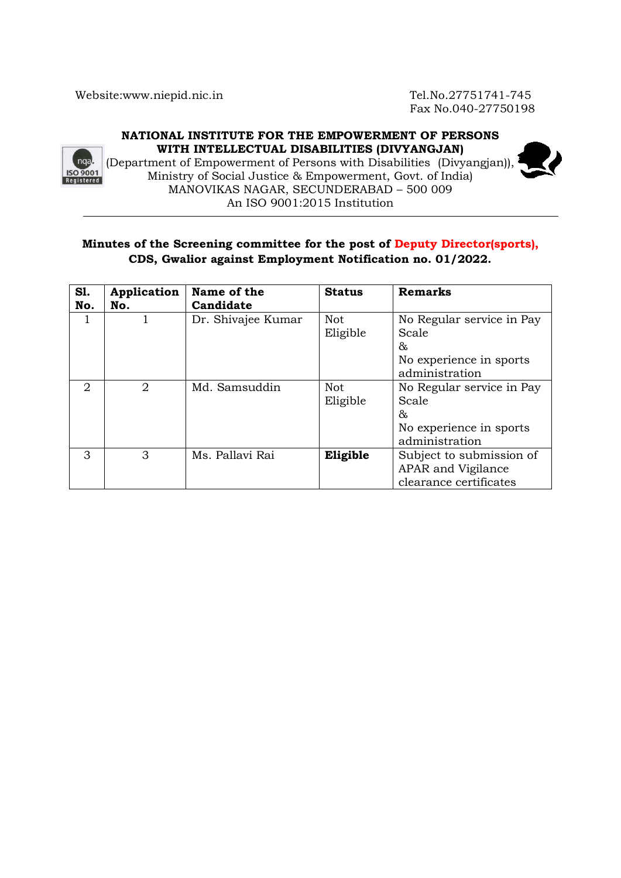Website:www.niepid.nic.in

Tel.No.27751741-745
Fax No.040-27750198

**NATIONAL INSTITUTE FOR THE EMPOWERMENT OF PERSONS WITH INTELLECTUAL DISABILITIES (DIVYANGJAN)**

(Department of Empowerment of Persons with Disabilities (Divyangjan)),
Ministry of Social Justice & Empowerment, Govt. of India)
MANOVIKAS NAGAR, SECUNDERABAD – 500 009
An ISO 9001:2015 Institution

**Minutes of the Screening committee for the post of Deputy Director(sports), CDS, Gwalior against Employment Notification no. 01/2022.**

| Sl. No. | Application No. | Name of the Candidate | Status | Remarks |
|---|---|---|---|---|
| 1 | 1 | Dr. Shivajee Kumar | Not Eligible | No Regular service in Pay Scale & No experience in sports administration |
| 2 | 2 | Md. Samsuddin | Not Eligible | No Regular service in Pay Scale & No experience in sports administration |
| 3 | 3 | Ms. Pallavi Rai | **Eligible** | Subject to submission of APAR and Vigilance clearance certificates |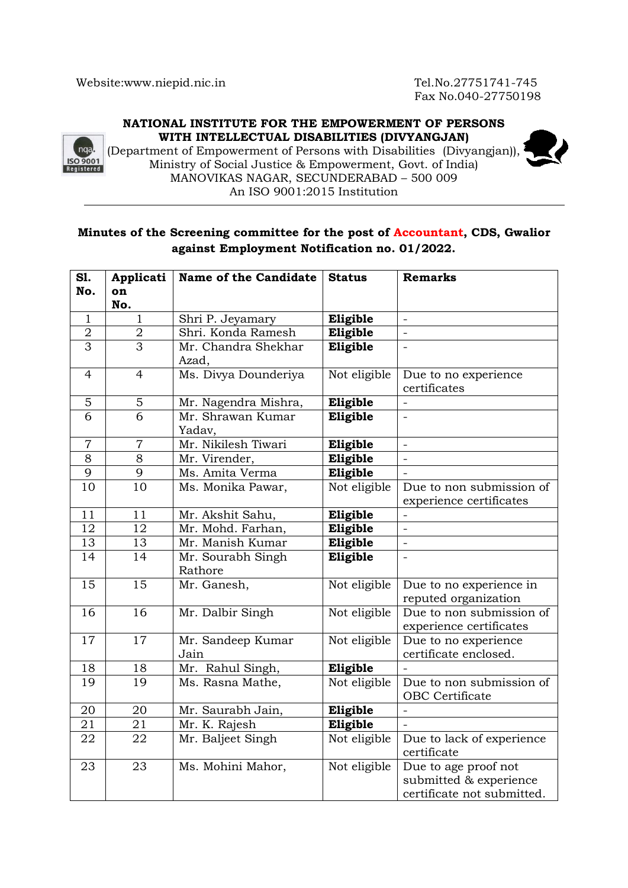Website:www.niepid.nic.in

Tel.No.27751741-745
Fax No.040-27750198

**NATIONAL INSTITUTE FOR THE EMPOWERMENT OF PERSONS WITH INTELLECTUAL DISABILITIES (DIVYANGJAN)**
(Department of Empowerment of Persons with Disabilities (Divyangjan)), Ministry of Social Justice & Empowerment, Govt. of India)
MANOVIKAS NAGAR, SECUNDERABAD – 500 009
An ISO 9001:2015 Institution

**Minutes of the Screening committee for the post of Accountant, CDS, Gwalior against Employment Notification no. 01/2022.**

| Sl. No. | Application No. | Name of the Candidate | Status | Remarks |
|---|---|---|---|---|
| 1 | 1 | Shri P. Jeyamary | **Eligible** | - |
| 2 | 2 | Shri. Konda Ramesh | **Eligible** | - |
| 3 | 3 | Mr. Chandra Shekhar Azad, | **Eligible** | - |
| 4 | 4 | Ms. Divya Dounderiya | Not eligible | Due to no experience certificates |
| 5 | 5 | Mr. Nagendra Mishra, | **Eligible** | - |
| 6 | 6 | Mr. Shrawan Kumar Yadav, | **Eligible** | - |
| 7 | 7 | Mr. Nikilesh Tiwari | **Eligible** | - |
| 8 | 8 | Mr. Virender, | **Eligible** | - |
| 9 | 9 | Ms. Amita Verma | **Eligible** | - |
| 10 | 10 | Ms. Monika Pawar, | Not eligible | Due to non submission of experience certificates |
| 11 | 11 | Mr. Akshit Sahu, | **Eligible** | - |
| 12 | 12 | Mr. Mohd. Farhan, | **Eligible** | - |
| 13 | 13 | Mr. Manish Kumar | **Eligible** | - |
| 14 | 14 | Mr. Sourabh Singh Rathore | **Eligible** | - |
| 15 | 15 | Mr. Ganesh, | Not eligible | Due to no experience in reputed organization |
| 16 | 16 | Mr. Dalbir Singh | Not eligible | Due to non submission of experience certificates |
| 17 | 17 | Mr. Sandeep Kumar Jain | Not eligible | Due to no experience certificate enclosed. |
| 18 | 18 | Mr. Rahul Singh, | **Eligible** | - |
| 19 | 19 | Ms. Rasna Mathe, | Not eligible | Due to non submission of OBC Certificate |
| 20 | 20 | Mr. Saurabh Jain, | **Eligible** | - |
| 21 | 21 | Mr. K. Rajesh | **Eligible** | - |
| 22 | 22 | Mr. Baljeet Singh | Not eligible | Due to lack of experience certificate |
| 23 | 23 | Ms. Mohini Mahor, | Not eligible | Due to age proof not submitted & experience certificate not submitted. |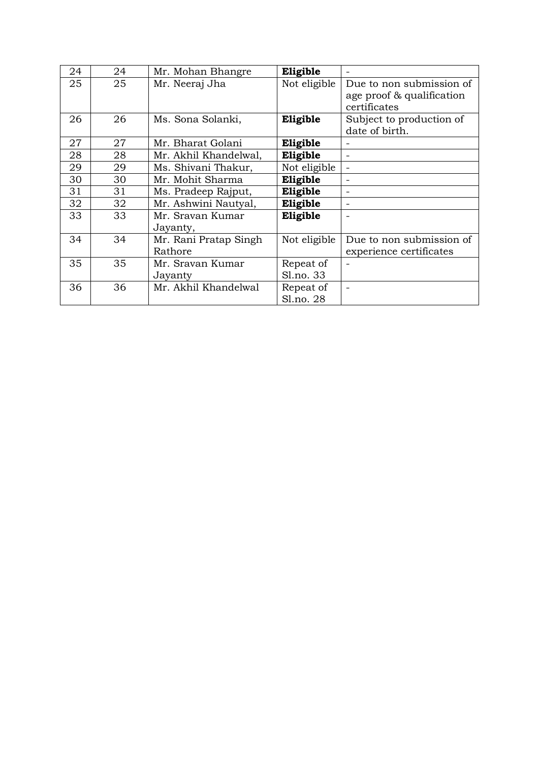| 24 | 24 | Mr. Mohan Bhangre | **Eligible** | - |
|---|---|---|---|---|
| 25 | 25 | Mr. Neeraj Jha | Not eligible | Due to non submission of age proof & qualification certificates |
| 26 | 26 | Ms. Sona Solanki, | **Eligible** | Subject to production of date of birth. |
| 27 | 27 | Mr. Bharat Golani | **Eligible** | - |
| 28 | 28 | Mr. Akhil Khandelwal, | **Eligible** | - |
| 29 | 29 | Ms. Shivani Thakur, | Not eligible | - |
| 30 | 30 | Mr. Mohit Sharma | **Eligible** | - |
| 31 | 31 | Ms. Pradeep Rajput, | **Eligible** | - |
| 32 | 32 | Mr. Ashwini Nautyal, | **Eligible** | - |
| 33 | 33 | Mr. Sravan Kumar Jayanty, | **Eligible** | - |
| 34 | 34 | Mr. Rani Pratap Singh Rathore | Not eligible | Due to non submission of experience certificates |
| 35 | 35 | Mr. Sravan Kumar Jayanty | Repeat of Sl.no. 33 | - |
| 36 | 36 | Mr. Akhil Khandelwal | Repeat of Sl.no. 28 | - |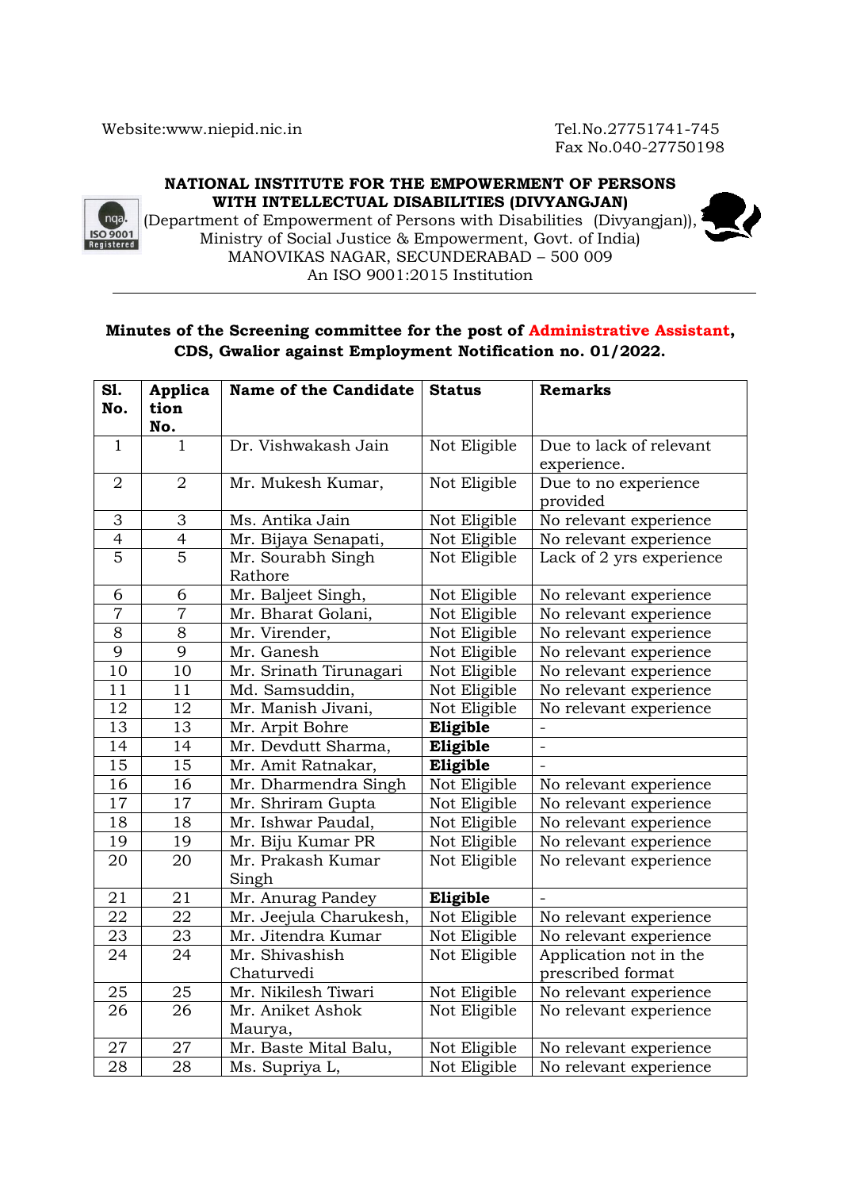Website:www.niepid.nic.in

Tel.No.27751741-745
Fax No.040-27750198

**NATIONAL INSTITUTE FOR THE EMPOWERMENT OF PERSONS WITH INTELLECTUAL DISABILITIES (DIVYANGJAN)**
(Department of Empowerment of Persons with Disabilities (Divyangjan)),
Ministry of Social Justice & Empowerment, Govt. of India)
MANOVIKAS NAGAR, SECUNDERABAD – 500 009
An ISO 9001:2015 Institution

**Minutes of the Screening committee for the post of Administrative Assistant, CDS, Gwalior against Employment Notification no. 01/2022.**

| Sl. No. | Application No. | Name of the Candidate | Status | Remarks |
|---|---|---|---|---|
| 1 | 1 | Dr. Vishwakash Jain | Not Eligible | Due to lack of relevant experience. |
| 2 | 2 | Mr. Mukesh Kumar, | Not Eligible | Due to no experience provided |
| 3 | 3 | Ms. Antika Jain | Not Eligible | No relevant experience |
| 4 | 4 | Mr. Bijaya Senapati, | Not Eligible | No relevant experience |
| 5 | 5 | Mr. Sourabh Singh Rathore | Not Eligible | Lack of 2 yrs experience |
| 6 | 6 | Mr. Baljeet Singh, | Not Eligible | No relevant experience |
| 7 | 7 | Mr. Bharat Golani, | Not Eligible | No relevant experience |
| 8 | 8 | Mr. Virender, | Not Eligible | No relevant experience |
| 9 | 9 | Mr. Ganesh | Not Eligible | No relevant experience |
| 10 | 10 | Mr. Srinath Tirunagari | Not Eligible | No relevant experience |
| 11 | 11 | Md. Samsuddin, | Not Eligible | No relevant experience |
| 12 | 12 | Mr. Manish Jivani, | Not Eligible | No relevant experience |
| 13 | 13 | Mr. Arpit Bohre | **Eligible** | - |
| 14 | 14 | Mr. Devdutt Sharma, | **Eligible** | - |
| 15 | 15 | Mr. Amit Ratnakar, | **Eligible** | - |
| 16 | 16 | Mr. Dharmendra Singh | Not Eligible | No relevant experience |
| 17 | 17 | Mr. Shriram Gupta | Not Eligible | No relevant experience |
| 18 | 18 | Mr. Ishwar Paudal, | Not Eligible | No relevant experience |
| 19 | 19 | Mr. Biju Kumar PR | Not Eligible | No relevant experience |
| 20 | 20 | Mr. Prakash Kumar Singh | Not Eligible | No relevant experience |
| 21 | 21 | Mr. Anurag Pandey | **Eligible** | - |
| 22 | 22 | Mr. Jeejula Charukesh, | Not Eligible | No relevant experience |
| 23 | 23 | Mr. Jitendra Kumar | Not Eligible | No relevant experience |
| 24 | 24 | Mr. Shivashish Chaturvedi | Not Eligible | Application not in the prescribed format |
| 25 | 25 | Mr. Nikilesh Tiwari | Not Eligible | No relevant experience |
| 26 | 26 | Mr. Aniket Ashok Maurya, | Not Eligible | No relevant experience |
| 27 | 27 | Mr. Baste Mital Balu, | Not Eligible | No relevant experience |
| 28 | 28 | Ms. Supriya L, | Not Eligible | No relevant experience |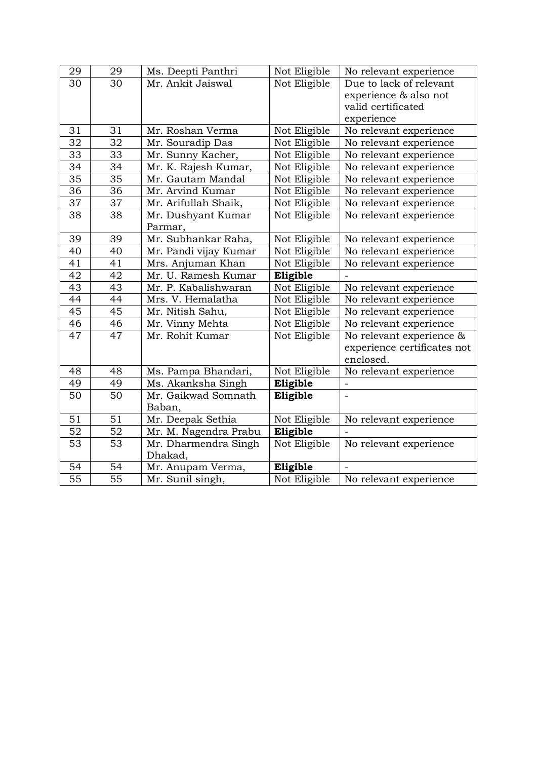| 29 | 29 | Ms. Deepti Panthri | Not Eligible | No relevant experience |
|---|---|---|---|---|
| 30 | 30 | Mr. Ankit Jaiswal | Not Eligible | Due to lack of relevant experience & also not valid certificated experience |
| 31 | 31 | Mr. Roshan Verma | Not Eligible | No relevant experience |
| 32 | 32 | Mr. Souradip Das | Not Eligible | No relevant experience |
| 33 | 33 | Mr. Sunny Kacher, | Not Eligible | No relevant experience |
| 34 | 34 | Mr. K. Rajesh Kumar, | Not Eligible | No relevant experience |
| 35 | 35 | Mr. Gautam Mandal | Not Eligible | No relevant experience |
| 36 | 36 | Mr. Arvind Kumar | Not Eligible | No relevant experience |
| 37 | 37 | Mr. Arifullah Shaik, | Not Eligible | No relevant experience |
| 38 | 38 | Mr. Dushyant Kumar Parmar, | Not Eligible | No relevant experience |
| 39 | 39 | Mr. Subhankar Raha, | Not Eligible | No relevant experience |
| 40 | 40 | Mr. Pandi vijay Kumar | Not Eligible | No relevant experience |
| 41 | 41 | Mrs. Anjuman Khan | Not Eligible | No relevant experience |
| 42 | 42 | Mr. U. Ramesh Kumar | **Eligible** | - |
| 43 | 43 | Mr. P. Kabalishwaran | Not Eligible | No relevant experience |
| 44 | 44 | Mrs. V. Hemalatha | Not Eligible | No relevant experience |
| 45 | 45 | Mr. Nitish Sahu, | Not Eligible | No relevant experience |
| 46 | 46 | Mr. Vinny Mehta | Not Eligible | No relevant experience |
| 47 | 47 | Mr. Rohit Kumar | Not Eligible | No relevant experience & experience certificates not enclosed. |
| 48 | 48 | Ms. Pampa Bhandari, | Not Eligible | No relevant experience |
| 49 | 49 | Ms. Akanksha Singh | **Eligible** | - |
| 50 | 50 | Mr. Gaikwad Somnath Baban, | **Eligible** | - |
| 51 | 51 | Mr. Deepak Sethia | Not Eligible | No relevant experience |
| 52 | 52 | Mr. M. Nagendra Prabu | **Eligible** | - |
| 53 | 53 | Mr. Dharmendra Singh Dhakad, | Not Eligible | No relevant experience |
| 54 | 54 | Mr. Anupam Verma, | **Eligible** | - |
| 55 | 55 | Mr. Sunil singh, | Not Eligible | No relevant experience |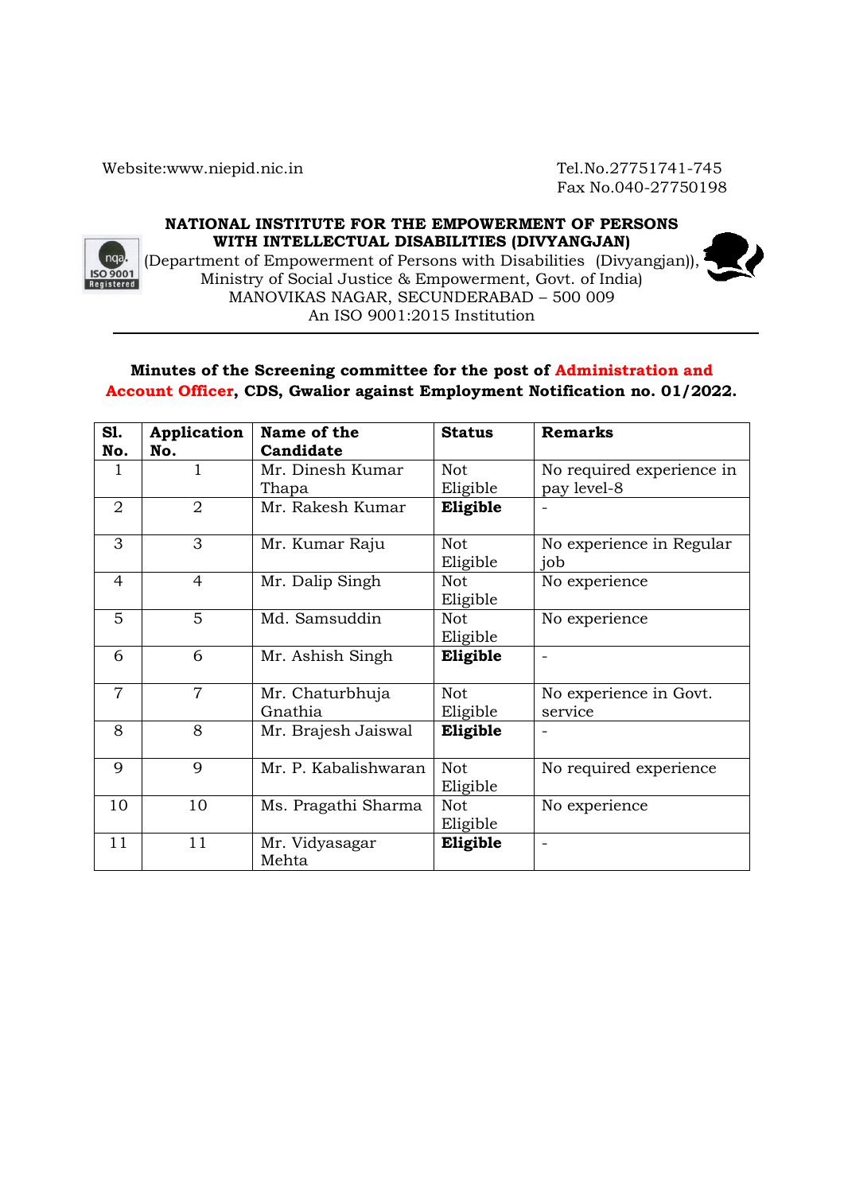Website:www.niepid.nic.in

Tel.No.27751741-745
Fax No.040-27750198

**NATIONAL INSTITUTE FOR THE EMPOWERMENT OF PERSONS WITH INTELLECTUAL DISABILITIES (DIVYANGJAN)**
(Department of Empowerment of Persons with Disabilities (Divyangjan)),
Ministry of Social Justice & Empowerment, Govt. of India)
MANOVIKAS NAGAR, SECUNDERABAD – 500 009
An ISO 9001:2015 Institution

**Minutes of the Screening committee for the post of Administration and Account Officer, CDS, Gwalior against Employment Notification no. 01/2022.**

| Sl. No. | Application No. | Name of the Candidate | Status | Remarks |
|---|---|---|---|---|
| 1 | 1 | Mr. Dinesh Kumar Thapa | Not Eligible | No required experience in pay level-8 |
| 2 | 2 | Mr. Rakesh Kumar | **Eligible** | - |
| 3 | 3 | Mr. Kumar Raju | Not Eligible | No experience in Regular job |
| 4 | 4 | Mr. Dalip Singh | Not Eligible | No experience |
| 5 | 5 | Md. Samsuddin | Not Eligible | No experience |
| 6 | 6 | Mr. Ashish Singh | **Eligible** | - |
| 7 | 7 | Mr. Chaturbhuja Gnathia | Not Eligible | No experience in Govt. service |
| 8 | 8 | Mr. Brajesh Jaiswal | **Eligible** | - |
| 9 | 9 | Mr. P. Kabalishwaran | Not Eligible | No required experience |
| 10 | 10 | Ms. Pragathi Sharma | Not Eligible | No experience |
| 11 | 11 | Mr. Vidyasagar Mehta | **Eligible** | - |